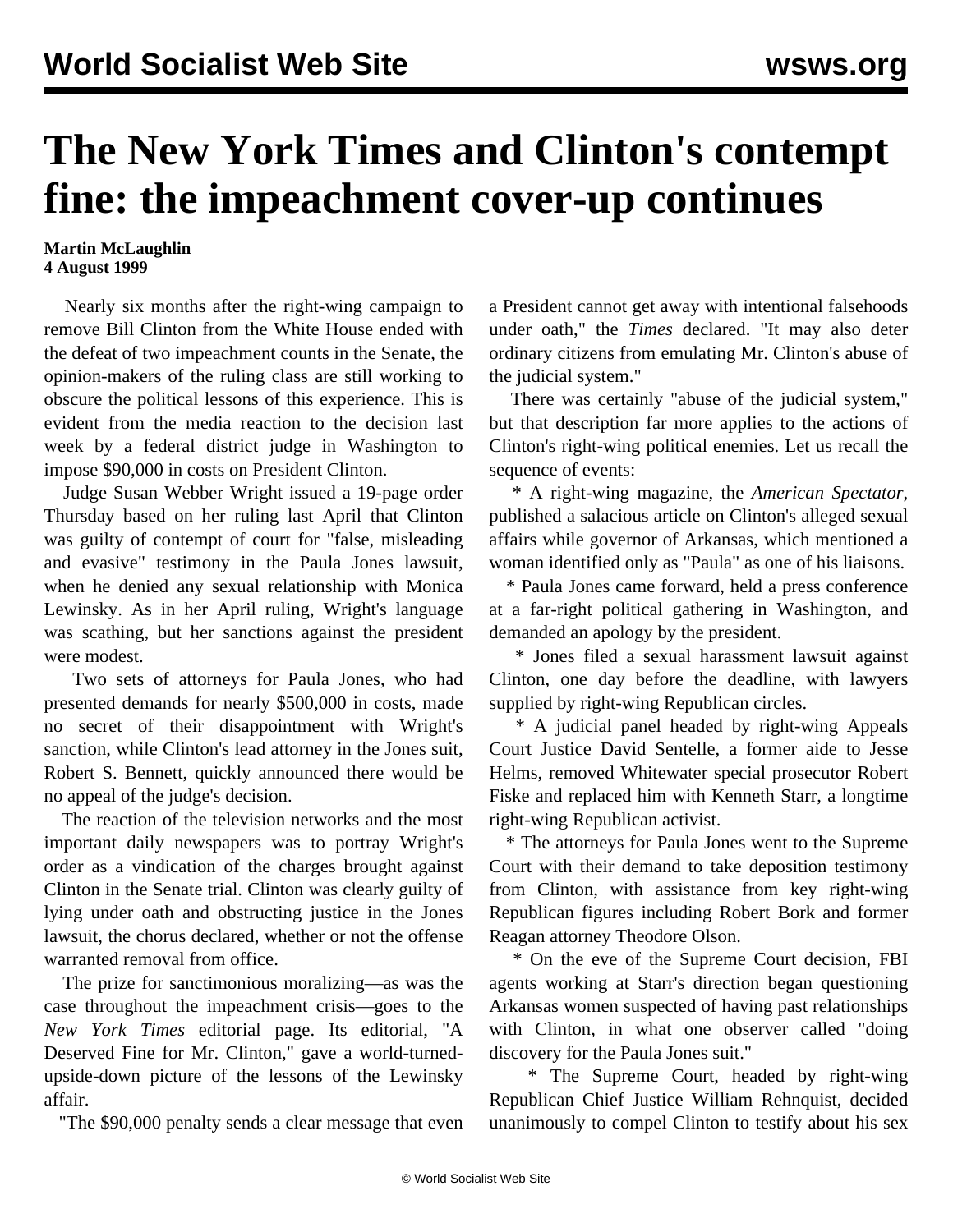# The New York Times and Clinton's contempt fine: the impeachment cover-up continues

**Martin McLaughlin**
**4 August 1999**

Nearly six months after the right-wing campaign to remove Bill Clinton from the White House ended with the defeat of two impeachment counts in the Senate, the opinion-makers of the ruling class are still working to obscure the political lessons of this experience. This is evident from the media reaction to the decision last week by a federal district judge in Washington to impose $90,000 in costs on President Clinton.

Judge Susan Webber Wright issued a 19-page order Thursday based on her ruling last April that Clinton was guilty of contempt of court for "false, misleading and evasive" testimony in the Paula Jones lawsuit, when he denied any sexual relationship with Monica Lewinsky. As in her April ruling, Wright's language was scathing, but her sanctions against the president were modest.

Two sets of attorneys for Paula Jones, who had presented demands for nearly $500,000 in costs, made no secret of their disappointment with Wright's sanction, while Clinton's lead attorney in the Jones suit, Robert S. Bennett, quickly announced there would be no appeal of the judge's decision.

The reaction of the television networks and the most important daily newspapers was to portray Wright's order as a vindication of the charges brought against Clinton in the Senate trial. Clinton was clearly guilty of lying under oath and obstructing justice in the Jones lawsuit, the chorus declared, whether or not the offense warranted removal from office.

The prize for sanctimonious moralizing—as was the case throughout the impeachment crisis—goes to the *New York Times* editorial page. Its editorial, "A Deserved Fine for Mr. Clinton," gave a world-turned-upside-down picture of the lessons of the Lewinsky affair.

"The $90,000 penalty sends a clear message that even a President cannot get away with intentional falsehoods under oath," the *Times* declared. "It may also deter ordinary citizens from emulating Mr. Clinton's abuse of the judicial system."

There was certainly "abuse of the judicial system," but that description far more applies to the actions of Clinton's right-wing political enemies. Let us recall the sequence of events:

* A right-wing magazine, the *American Spectator*, published a salacious article on Clinton's alleged sexual affairs while governor of Arkansas, which mentioned a woman identified only as "Paula" as one of his liaisons.

* Paula Jones came forward, held a press conference at a far-right political gathering in Washington, and demanded an apology by the president.

* Jones filed a sexual harassment lawsuit against Clinton, one day before the deadline, with lawyers supplied by right-wing Republican circles.

* A judicial panel headed by right-wing Appeals Court Justice David Sentelle, a former aide to Jesse Helms, removed Whitewater special prosecutor Robert Fiske and replaced him with Kenneth Starr, a longtime right-wing Republican activist.

* The attorneys for Paula Jones went to the Supreme Court with their demand to take deposition testimony from Clinton, with assistance from key right-wing Republican figures including Robert Bork and former Reagan attorney Theodore Olson.

* On the eve of the Supreme Court decision, FBI agents working at Starr's direction began questioning Arkansas women suspected of having past relationships with Clinton, in what one observer called "doing discovery for the Paula Jones suit."

* The Supreme Court, headed by right-wing Republican Chief Justice William Rehnquist, decided unanimously to compel Clinton to testify about his sex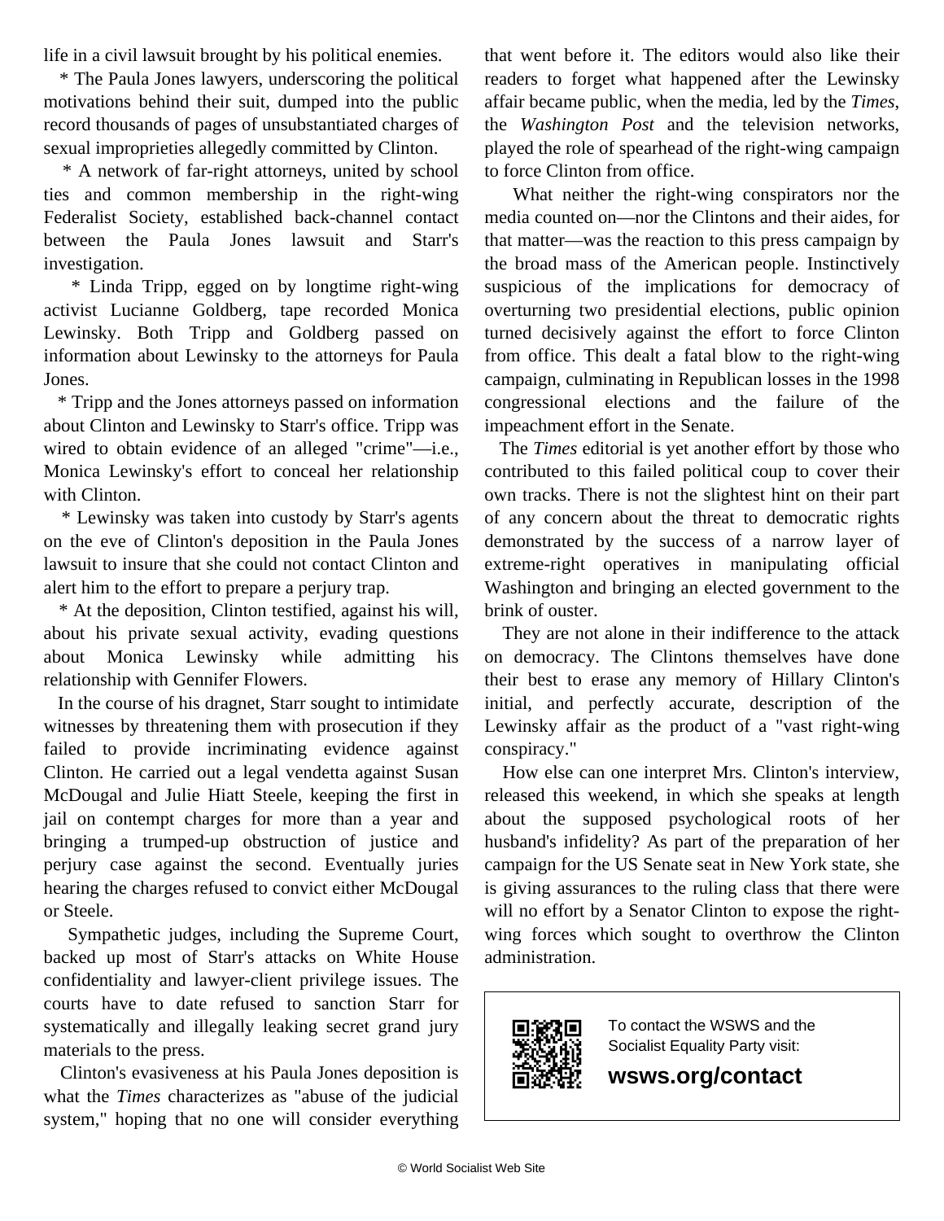life in a civil lawsuit brought by his political enemies.

* The Paula Jones lawyers, underscoring the political motivations behind their suit, dumped into the public record thousands of pages of unsubstantiated charges of sexual improprieties allegedly committed by Clinton.

* A network of far-right attorneys, united by school ties and common membership in the right-wing Federalist Society, established back-channel contact between the Paula Jones lawsuit and Starr's investigation.

* Linda Tripp, egged on by longtime right-wing activist Lucianne Goldberg, tape recorded Monica Lewinsky. Both Tripp and Goldberg passed on information about Lewinsky to the attorneys for Paula Jones.

* Tripp and the Jones attorneys passed on information about Clinton and Lewinsky to Starr's office. Tripp was wired to obtain evidence of an alleged "crime"—i.e., Monica Lewinsky's effort to conceal her relationship with Clinton.

* Lewinsky was taken into custody by Starr's agents on the eve of Clinton's deposition in the Paula Jones lawsuit to insure that she could not contact Clinton and alert him to the effort to prepare a perjury trap.

* At the deposition, Clinton testified, against his will, about his private sexual activity, evading questions about Monica Lewinsky while admitting his relationship with Gennifer Flowers.

In the course of his dragnet, Starr sought to intimidate witnesses by threatening them with prosecution if they failed to provide incriminating evidence against Clinton. He carried out a legal vendetta against Susan McDougal and Julie Hiatt Steele, keeping the first in jail on contempt charges for more than a year and bringing a trumped-up obstruction of justice and perjury case against the second. Eventually juries hearing the charges refused to convict either McDougal or Steele.

Sympathetic judges, including the Supreme Court, backed up most of Starr's attacks on White House confidentiality and lawyer-client privilege issues. The courts have to date refused to sanction Starr for systematically and illegally leaking secret grand jury materials to the press.

Clinton's evasiveness at his Paula Jones deposition is what the *Times* characterizes as "abuse of the judicial system," hoping that no one will consider everything that went before it. The editors would also like their readers to forget what happened after the Lewinsky affair became public, when the media, led by the *Times*, the *Washington Post* and the television networks, played the role of spearhead of the right-wing campaign to force Clinton from office.

What neither the right-wing conspirators nor the media counted on—nor the Clintons and their aides, for that matter—was the reaction to this press campaign by the broad mass of the American people. Instinctively suspicious of the implications for democracy of overturning two presidential elections, public opinion turned decisively against the effort to force Clinton from office. This dealt a fatal blow to the right-wing campaign, culminating in Republican losses in the 1998 congressional elections and the failure of the impeachment effort in the Senate.

The *Times* editorial is yet another effort by those who contributed to this failed political coup to cover their own tracks. There is not the slightest hint on their part of any concern about the threat to democratic rights demonstrated by the success of a narrow layer of extreme-right operatives in manipulating official Washington and bringing an elected government to the brink of ouster.

They are not alone in their indifference to the attack on democracy. The Clintons themselves have done their best to erase any memory of Hillary Clinton's initial, and perfectly accurate, description of the Lewinsky affair as the product of a "vast right-wing conspiracy."

How else can one interpret Mrs. Clinton's interview, released this weekend, in which she speaks at length about the supposed psychological roots of her husband's infidelity? As part of the preparation of her campaign for the US Senate seat in New York state, she is giving assurances to the ruling class that there were will no effort by a Senator Clinton to expose the right-wing forces which sought to overthrow the Clinton administration.

To contact the WSWS and the Socialist Equality Party visit:

**wsws.org/contact**